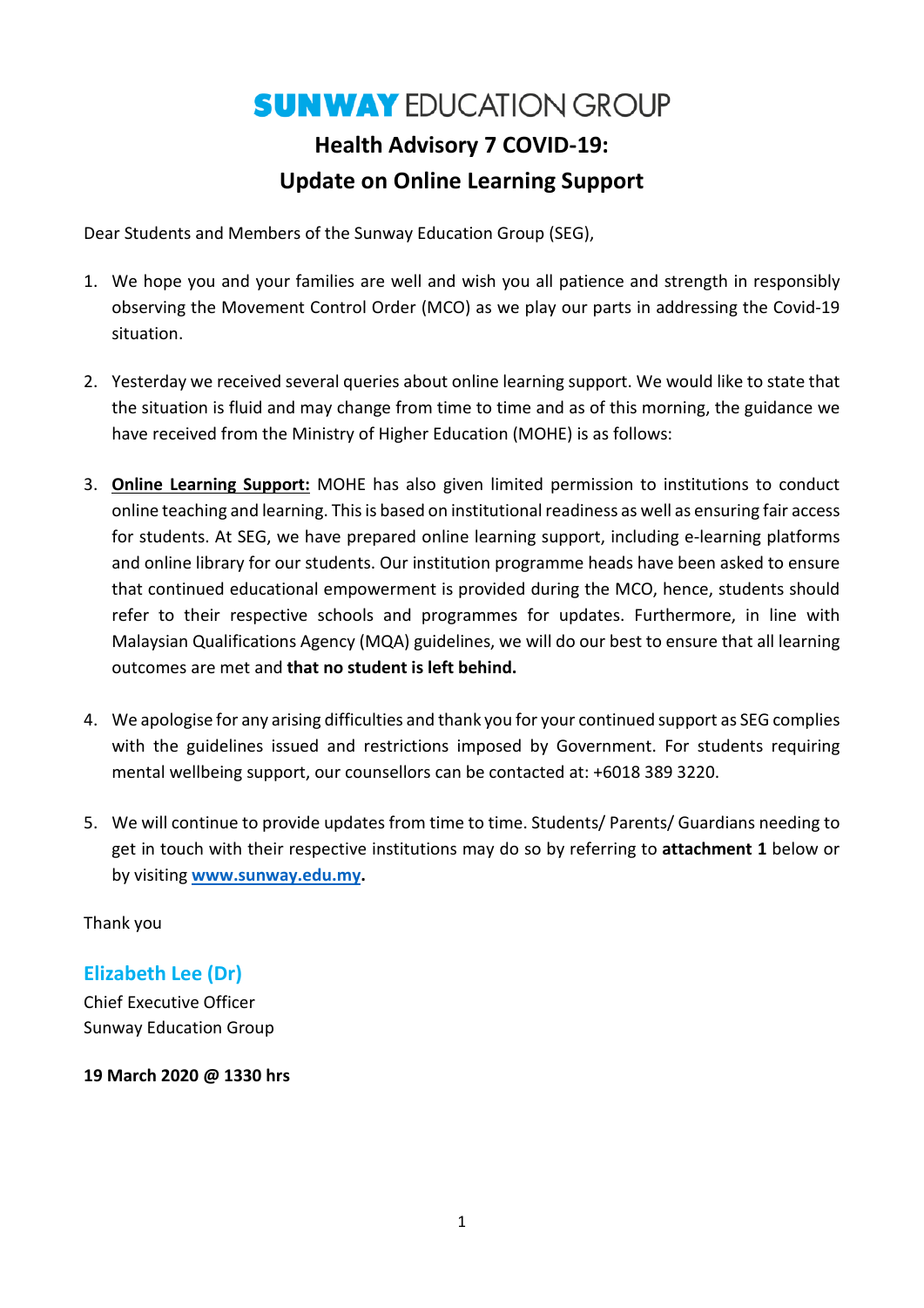# SUNWAY EDUCATION GROUP

## Health Advisory 7 COVID-19: Update on Online Learning Support

Dear Students and Members of the Sunway Education Group (SEG),

1. We hope you and your families are well and wish you all patience and strength in responsibly observing the Movement Control Order (MCO) as we play our parts in addressing the Covid-19 situation.

2. Yesterday we received several queries about online learning support. We would like to state that the situation is fluid and may change from time to time and as of this morning, the guidance we have received from the Ministry of Higher Education (MOHE) is as follows:

3. **Online Learning Support:** MOHE has also given limited permission to institutions to conduct online teaching and learning. This is based on institutional readiness as well as ensuring fair access for students. At SEG, we have prepared online learning support, including e-learning platforms and online library for our students. Our institution programme heads have been asked to ensure that continued educational empowerment is provided during the MCO, hence, students should refer to their respective schools and programmes for updates. Furthermore, in line with Malaysian Qualifications Agency (MQA) guidelines, we will do our best to ensure that all learning outcomes are met and **that no student is left behind.**

4. We apologise for any arising difficulties and thank you for your continued support as SEG complies with the guidelines issued and restrictions imposed by Government. For students requiring mental wellbeing support, our counsellors can be contacted at: +6018 389 3220.

5. We will continue to provide updates from time to time. Students/ Parents/ Guardians needing to get in touch with their respective institutions may do so by referring to **attachment 1** below or by visiting **[www.sunway.edu.my](http://www.sunway.edu.my).**

Thank you

**Elizabeth Lee (Dr)**
Chief Executive Officer
Sunway Education Group

**19 March 2020 @ 1330 hrs**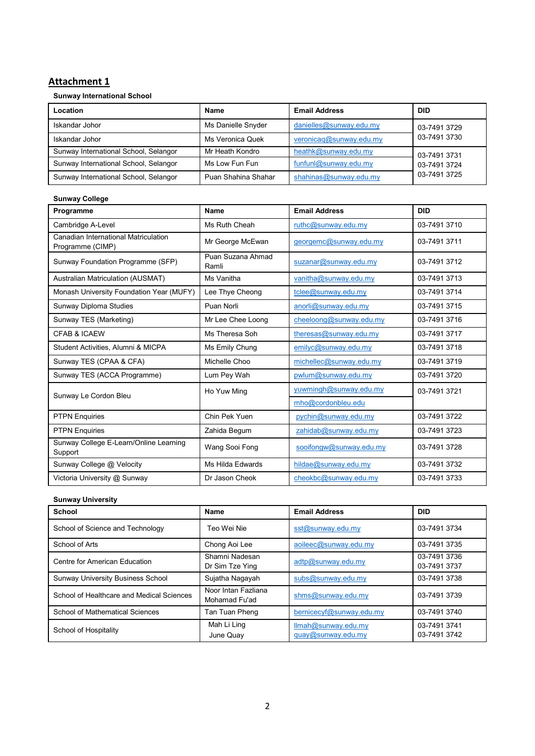# Attachment 1

**Sunway International School**

| Location | Name | Email Address | DID |
|---|---|---|---|
| Iskandar Johor | Ms Danielle Snyder | danielles@sunway.edu.my | 03-7491 3729 |
| Iskandar Johor | Ms Veronica Quek | veronicaq@sunway.edu.my | 03-7491 3730 |
| Sunway International School, Selangor | Mr Heath Kondro | heathk@sunway.edu.my | 03-7491 3731 |
| Sunway International School, Selangor | Ms Low Fun Fun | funfunl@sunway.edu.my | 03-7491 3724 |
| Sunway International School, Selangor | Puan Shahina Shahar | shahinas@sunway.edu.my | 03-7491 3725 |

**Sunway College**

| Programme | Name | Email Address | DID |
|---|---|---|---|
| Cambridge A-Level | Ms Ruth Cheah | ruthc@sunway.edu.my | 03-7491 3710 |
| Canadian International Matriculation Programme (CIMP) | Mr George McEwan | georgemc@sunway.edu.my | 03-7491 3711 |
| Sunway Foundation Programme (SFP) | Puan Suzana Ahmad Ramli | suzanar@sunway.edu.my | 03-7491 3712 |
| Australian Matriculation (AUSMAT) | Ms Vanitha | vanitha@sunway.edu.my | 03-7491 3713 |
| Monash University Foundation Year (MUFY) | Lee Thye Cheong | tclee@sunway.edu.my | 03-7491 3714 |
| Sunway Diploma Studies | Puan Norli | anorli@sunway.edu.my | 03-7491 3715 |
| Sunway TES (Marketing) | Mr Lee Chee Loong | cheeloong@sunway.edu.my | 03-7491 3716 |
| CFAB & ICAEW | Ms Theresa Soh | theresas@sunway.edu.my | 03-7491 3717 |
| Student Activities, Alumni & MICPA | Ms Emily Chung | emilyc@sunway.edu.my | 03-7491 3718 |
| Sunway TES (CPAA & CFA) | Michelle Choo | michellec@sunway.edu.my | 03-7491 3719 |
| Sunway TES (ACCA Programme) | Lum Pey Wah | pwlum@sunway.edu.my | 03-7491 3720 |
| Sunway Le Cordon Bleu | Ho Yuw Ming | yuwmingh@sunway.edu.my<br>mho@cordonbleu.edu | 03-7491 3721 |
| PTPN Enquiries | Chin Pek Yuen | pychin@sunway.edu.my | 03-7491 3722 |
| PTPN Enquiries | Zahida Begum | zahidab@sunway.edu.my | 03-7491 3723 |
| Sunway College E-Learn/Online Learning Support | Wang Sooi Fong | sooifongw@sunway.edu.my | 03-7491 3728 |
| Sunway College @ Velocity | Ms Hilda Edwards | hildae@sunway.edu.my | 03-7491 3732 |
| Victoria University @ Sunway | Dr Jason Cheok | cheokbc@sunway.edu.my | 03-7491 3733 |

**Sunway University**

| School | Name | Email Address | DID |
|---|---|---|---|
| School of Science and Technology | Teo Wei Nie | sst@sunway.edu.my | 03-7491 3734 |
| School of Arts | Chong Aoi Lee | aoileec@sunway.edu.my | 03-7491 3735 |
| Centre for American Education | Shamni Nadesan<br>Dr Sim Tze Ying | adtp@sunway.edu.my | 03-7491 3736<br>03-7491 3737 |
| Sunway University Business School | Sujatha Nagayah | subs@sunway.edu.my | 03-7491 3738 |
| School of Healthcare and Medical Sciences | Noor Intan Fazliana Mohamad Fu'ad | shms@sunway.edu.my | 03-7491 3739 |
| School of Mathematical Sciences | Tan Tuan Pheng | bernicecyf@sunway.edu.my | 03-7491 3740 |
| School of Hospitality | Mah Li Ling<br>June Quay | llmah@sunway.edu.my<br>quay@sunway.edu.my | 03-7491 3741<br>03-7491 3742 |